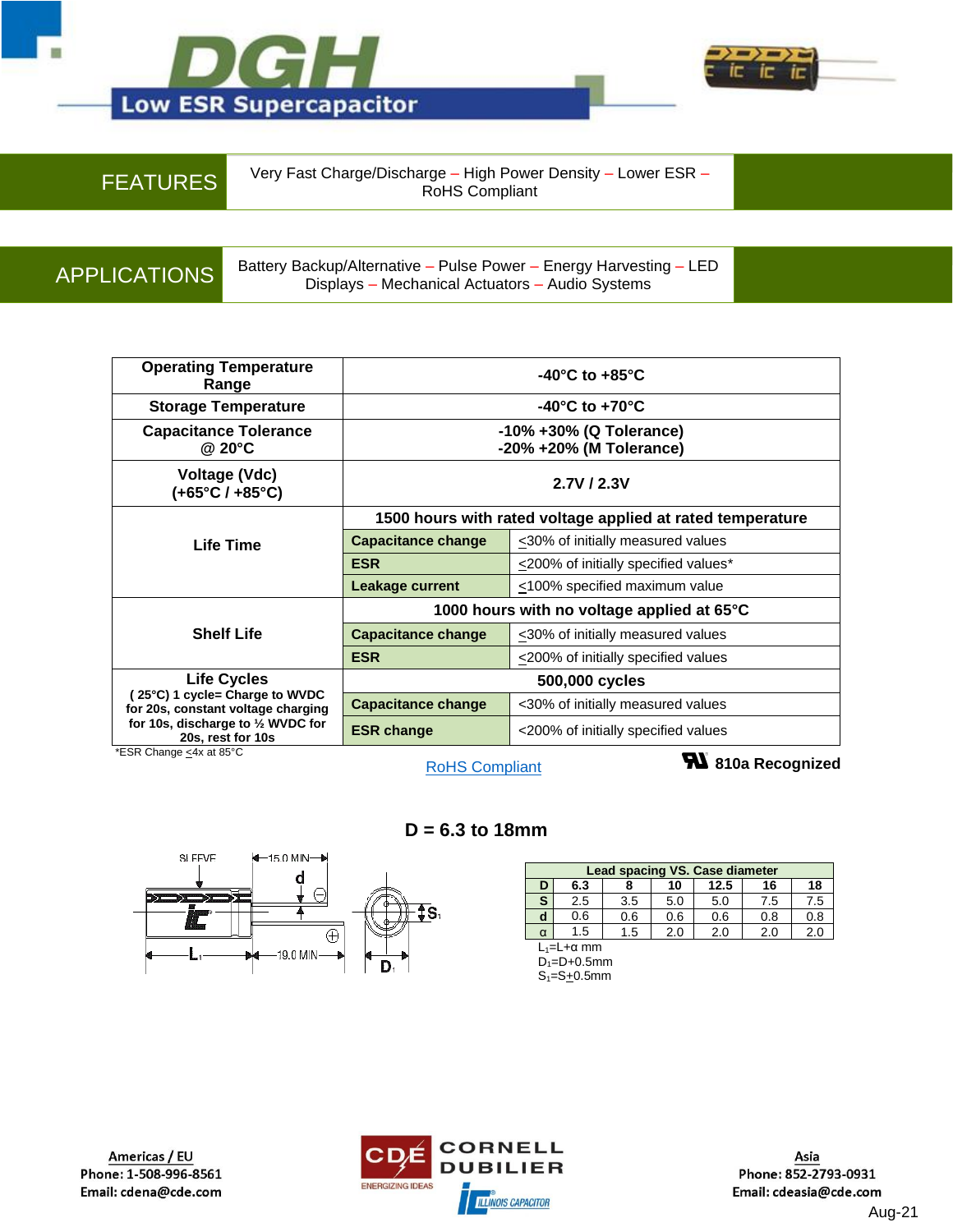# DGH

## Low ESR Supercapacitor

**FEATURES**

Very Fast Charge/Discharge – High Power Density – Lower ESR – RoHS Compliant

**APPLICATIONS**

Battery Backup/Alternative – Pulse Power – Energy Harvesting – LED Displays – Mechanical Actuators – Audio Systems

| | | |
|---|---|---|
| **Operating Temperature Range** | **-40°C to +85°C** | |
| **Storage Temperature** | **-40°C to +70°C** | |
| **Capacitance Tolerance @ 20°C** | **-10% +30% (Q Tolerance)**<br>**-20% +20% (M Tolerance)** | |
| **Voltage (Vdc) (+65°C / +85°C)** | **2.7V / 2.3V** | |
| **Life Time** | **1500 hours with rated voltage applied at rated temperature** | |
| | **Capacitance change** | ≤30% of initially measured values |
| | **ESR** | ≤200% of initially specified values* |
| | **Leakage current** | ≤100% specified maximum value |
| **Shelf Life** | **1000 hours with no voltage applied at 65°C** | |
| | **Capacitance change** | ≤30% of initially measured values |
| | **ESR** | ≤200% of initially specified values |
| **Life Cycles** ( 25°C) 1 cycle= Charge to WVDC for 20s, constant voltage charging for 10s, discharge to ½ WVDC for 20s, rest for 10s | **500,000 cycles** | |
| | **Capacitance change** | <30% of initially measured values |
| | **ESR change** | <200% of initially specified values |

*ESR Change ≤4x at 85°C

RoHS Compliant

**810a Recognized**

## D = 6.3 to 18mm

| Lead spacing VS. Case diameter | | | | | | |
|---|---|---|---|---|---|---|
| **D** | **6.3** | **8** | **10** | **12.5** | **16** | **18** |
| **S** | 2.5 | 3.5 | 5.0 | 5.0 | 7.5 | 7.5 |
| **d** | 0.6 | 0.6 | 0.6 | 0.6 | 0.8 | 0.8 |
| **α** | 1.5 | 1.5 | 2.0 | 2.0 | 2.0 | 2.0 |

$L_1$=L+α mm
$D_1$=D+0.5mm
$S_1$=S±0.5mm

**Americas / EU**
Phone: 1-508-996-8561
Email: cdena@cde.com

**Asia**
Phone: 852-2793-0931
Email: cdeasia@cde.com

Aug-21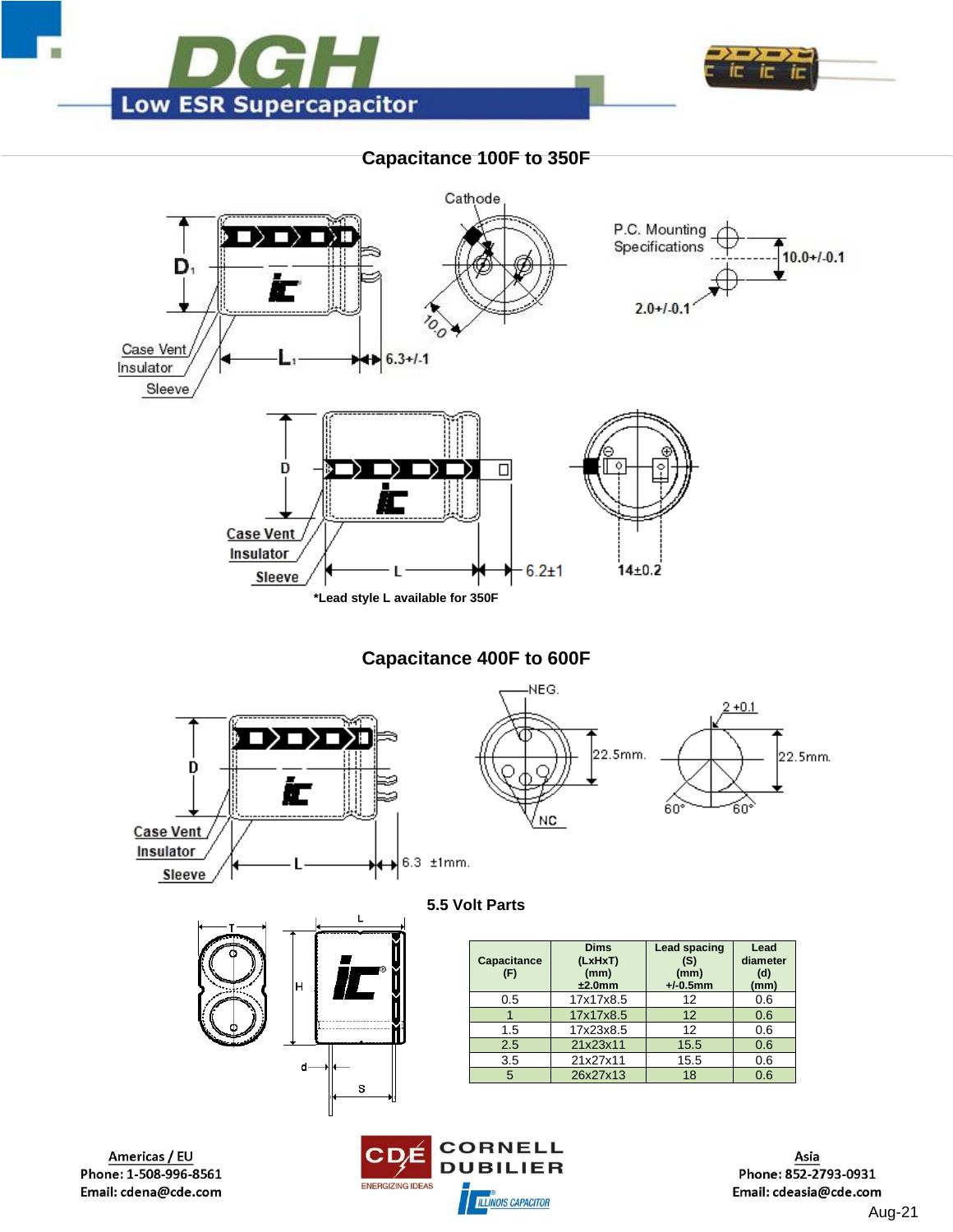# DGH Low ESR Supercapacitor

## Capacitance 100F to 350F

Cathode

P.C. Mounting Specifications

10.0+/-0.1

2.0+/-0.1

10.0

$D_1$

$L_1$

6.3+/-1

Case Vent

Insulator

Sleeve

D

L

6.2±1

14±0.2

*Lead style L available for 350F

## Capacitance 400F to 600F

NEG.

NC

22.5mm.

2 +0.1

60°

60°

D

L

6.3 ±1mm.

Case Vent

Insulator

Sleeve

## 5.5 Volt Parts

T

L

H

d

S

| Capacitance (F) | Dims (LxHxT) (mm) ±2.0mm | Lead spacing (S) (mm) +/-0.5mm | Lead diameter (d) (mm) |
|---|---|---|---|
| 0.5 | 17x17x8.5 | 12 | 0.6 |
| 1 | 17x17x8.5 | 12 | 0.6 |
| 1.5 | 17x23x8.5 | 12 | 0.6 |
| 2.5 | 21x23x11 | 15.5 | 0.6 |
| 3.5 | 21x27x11 | 15.5 | 0.6 |
| 5 | 26x27x13 | 18 | 0.6 |

**Americas / EU**
Phone: 1-508-996-8561
Email: cdena@cde.com

CDE CORNELL DUBILIER
ENERGIZING IDEAS
ILLINOIS CAPACITOR

**Asia**
Phone: 852-2793-0931
Email: cdeasia@cde.com

Aug-21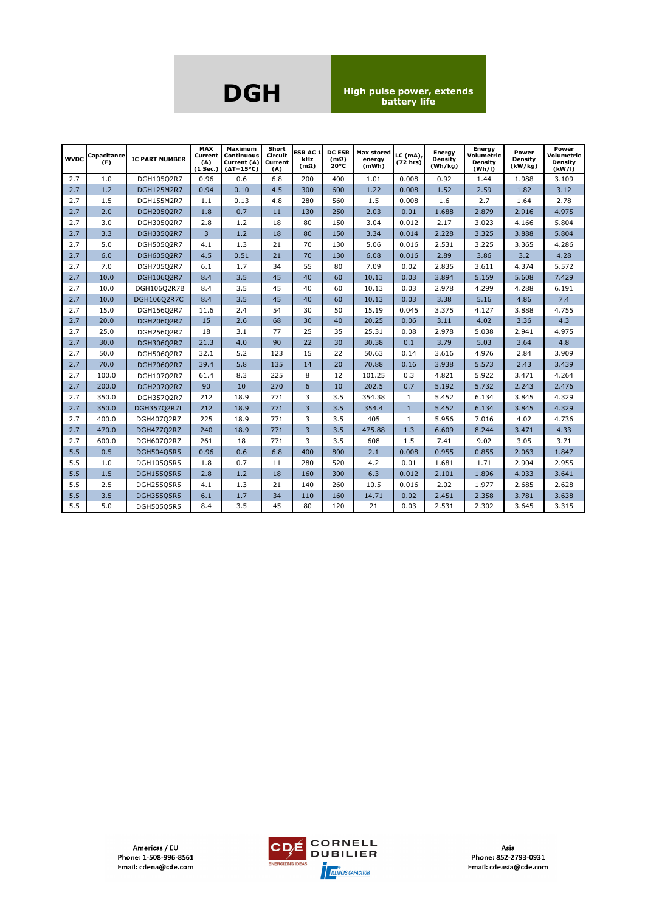# DGH

**High pulse power, extends battery life**

| WVDC | Capacitance (F) | IC PART NUMBER | MAX Current (A) (1 Sec.) | Maximum Continuous Current (A) (ΔT=15°C) | Short Circuit Current (A) | ESR AC 1 kHz (mΩ) | DC ESR (mΩ) 20°C | Max stored energy (mWh) | LC (mA), (72 hrs) | Energy Density (Wh/kg) | Energy Volumetric Density (Wh/l) | Power Density (kW/kg) | Power Volumetric Density (kW/l) |
|---|---|---|---|---|---|---|---|---|---|---|---|---|---|
| 2.7 | 1.0 | DGH105Q2R7 | 0.96 | 0.6 | 6.8 | 200 | 400 | 1.01 | 0.008 | 0.92 | 1.44 | 1.988 | 3.109 |
| 2.7 | 1.2 | DGH125M2R7 | 0.94 | 0.10 | 4.5 | 300 | 600 | 1.22 | 0.008 | 1.52 | 2.59 | 1.82 | 3.12 |
| 2.7 | 1.5 | DGH155M2R7 | 1.1 | 0.13 | 4.8 | 280 | 560 | 1.5 | 0.008 | 1.6 | 2.7 | 1.64 | 2.78 |
| 2.7 | 2.0 | DGH205Q2R7 | 1.8 | 0.7 | 11 | 130 | 250 | 2.03 | 0.01 | 1.688 | 2.879 | 2.916 | 4.975 |
| 2.7 | 3.0 | DGH305Q2R7 | 2.8 | 1.2 | 18 | 80 | 150 | 3.04 | 0.012 | 2.17 | 3.023 | 4.166 | 5.804 |
| 2.7 | 3.3 | DGH335Q2R7 | 3 | 1.2 | 18 | 80 | 150 | 3.34 | 0.014 | 2.228 | 3.325 | 3.888 | 5.804 |
| 2.7 | 5.0 | DGH505Q2R7 | 4.1 | 1.3 | 21 | 70 | 130 | 5.06 | 0.016 | 2.531 | 3.225 | 3.365 | 4.286 |
| 2.7 | 6.0 | DGH605Q2R7 | 4.5 | 0.51 | 21 | 70 | 130 | 6.08 | 0.016 | 2.89 | 3.86 | 3.2 | 4.28 |
| 2.7 | 7.0 | DGH705Q2R7 | 6.1 | 1.7 | 34 | 55 | 80 | 7.09 | 0.02 | 2.835 | 3.611 | 4.374 | 5.572 |
| 2.7 | 10.0 | DGH106Q2R7 | 8.4 | 3.5 | 45 | 40 | 60 | 10.13 | 0.03 | 3.894 | 5.159 | 5.608 | 7.429 |
| 2.7 | 10.0 | DGH106Q2R7B | 8.4 | 3.5 | 45 | 40 | 60 | 10.13 | 0.03 | 2.978 | 4.299 | 4.288 | 6.191 |
| 2.7 | 10.0 | DGH106Q2R7C | 8.4 | 3.5 | 45 | 40 | 60 | 10.13 | 0.03 | 3.38 | 5.16 | 4.86 | 7.4 |
| 2.7 | 15.0 | DGH156Q2R7 | 11.6 | 2.4 | 54 | 30 | 50 | 15.19 | 0.045 | 3.375 | 4.127 | 3.888 | 4.755 |
| 2.7 | 20.0 | DGH206Q2R7 | 15 | 2.6 | 68 | 30 | 40 | 20.25 | 0.06 | 3.11 | 4.02 | 3.36 | 4.3 |
| 2.7 | 25.0 | DGH256Q2R7 | 18 | 3.1 | 77 | 25 | 35 | 25.31 | 0.08 | 2.978 | 5.038 | 2.941 | 4.975 |
| 2.7 | 30.0 | DGH306Q2R7 | 21.3 | 4.0 | 90 | 22 | 30 | 30.38 | 0.1 | 3.79 | 5.03 | 3.64 | 4.8 |
| 2.7 | 50.0 | DGH506Q2R7 | 32.1 | 5.2 | 123 | 15 | 22 | 50.63 | 0.14 | 3.616 | 4.976 | 2.84 | 3.909 |
| 2.7 | 70.0 | DGH706Q2R7 | 39.4 | 5.8 | 135 | 14 | 20 | 70.88 | 0.16 | 3.938 | 5.573 | 2.43 | 3.439 |
| 2.7 | 100.0 | DGH107Q2R7 | 61.4 | 8.3 | 225 | 8 | 12 | 101.25 | 0.3 | 4.821 | 5.922 | 3.471 | 4.264 |
| 2.7 | 200.0 | DGH207Q2R7 | 90 | 10 | 270 | 6 | 10 | 202.5 | 0.7 | 5.192 | 5.732 | 2.243 | 2.476 |
| 2.7 | 350.0 | DGH357Q2R7 | 212 | 18.9 | 771 | 3 | 3.5 | 354.38 | 1 | 5.452 | 6.134 | 3.845 | 4.329 |
| 2.7 | 350.0 | DGH357Q2R7L | 212 | 18.9 | 771 | 3 | 3.5 | 354.4 | 1 | 5.452 | 6.134 | 3.845 | 4.329 |
| 2.7 | 400.0 | DGH407Q2R7 | 225 | 18.9 | 771 | 3 | 3.5 | 405 | 1 | 5.956 | 7.016 | 4.02 | 4.736 |
| 2.7 | 470.0 | DGH477Q2R7 | 240 | 18.9 | 771 | 3 | 3.5 | 475.88 | 1.3 | 6.609 | 8.244 | 3.471 | 4.33 |
| 2.7 | 600.0 | DGH607Q2R7 | 261 | 18 | 771 | 3 | 3.5 | 608 | 1.5 | 7.41 | 9.02 | 3.05 | 3.71 |
| 5.5 | 0.5 | DGH504Q5R5 | 0.96 | 0.6 | 6.8 | 400 | 800 | 2.1 | 0.008 | 0.955 | 0.855 | 2.063 | 1.847 |
| 5.5 | 1.0 | DGH105Q5R5 | 1.8 | 0.7 | 11 | 280 | 520 | 4.2 | 0.01 | 1.681 | 1.71 | 2.904 | 2.955 |
| 5.5 | 1.5 | DGH155Q5R5 | 2.8 | 1.2 | 18 | 160 | 300 | 6.3 | 0.012 | 2.101 | 1.896 | 4.033 | 3.641 |
| 5.5 | 2.5 | DGH255Q5R5 | 4.1 | 1.3 | 21 | 140 | 260 | 10.5 | 0.016 | 2.02 | 1.977 | 2.685 | 2.628 |
| 5.5 | 3.5 | DGH355Q5R5 | 6.1 | 1.7 | 34 | 110 | 160 | 14.71 | 0.02 | 2.451 | 2.358 | 3.781 | 3.638 |
| 5.5 | 5.0 | DGH505Q5R5 | 8.4 | 3.5 | 45 | 80 | 120 | 21 | 0.03 | 2.531 | 2.302 | 3.645 | 3.315 |

**Americas / EU**
Phone: 1-508-996-8561
Email: cdena@cde.com

CDE CORNELL DUBILIER — ENERGIZING IDEAS — IC ILLINOIS CAPACITOR

**Asia**
Phone: 852-2793-0931
Email: cdeasia@cde.com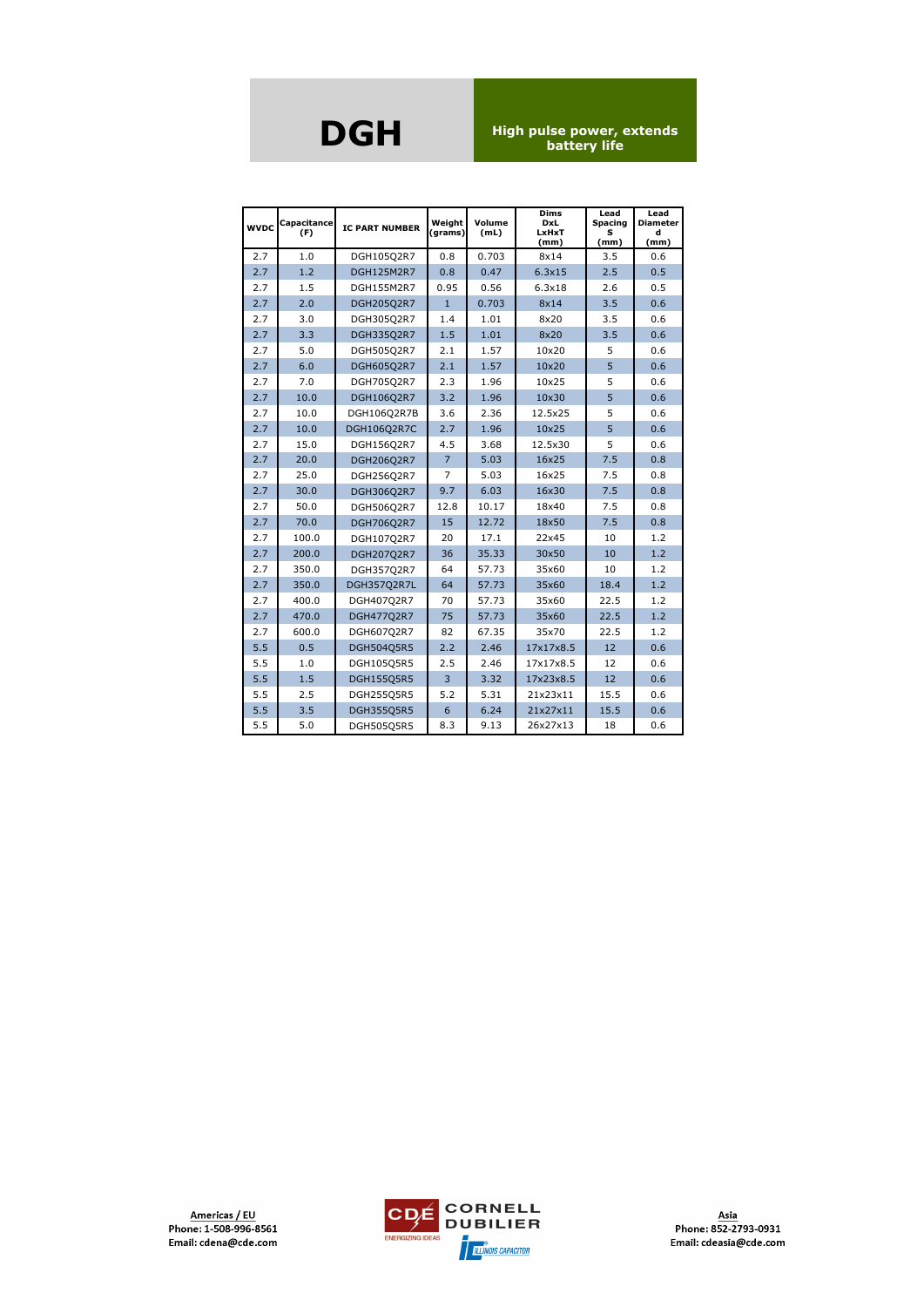# DGH

**High pulse power, extends battery life**

| WVDC | Capacitance (F) | IC PART NUMBER | Weight (grams) | Volume (mL) | Dims DxL LxHxT (mm) | Lead Spacing S (mm) | Lead Diameter d (mm) |
|---|---|---|---|---|---|---|---|
| 2.7 | 1.0 | DGH105Q2R7 | 0.8 | 0.703 | 8x14 | 3.5 | 0.6 |
| 2.7 | 1.2 | DGH125M2R7 | 0.8 | 0.47 | 6.3x15 | 2.5 | 0.5 |
| 2.7 | 1.5 | DGH155M2R7 | 0.95 | 0.56 | 6.3x18 | 2.6 | 0.5 |
| 2.7 | 2.0 | DGH205Q2R7 | 1 | 0.703 | 8x14 | 3.5 | 0.6 |
| 2.7 | 3.0 | DGH305Q2R7 | 1.4 | 1.01 | 8x20 | 3.5 | 0.6 |
| 2.7 | 3.3 | DGH335Q2R7 | 1.5 | 1.01 | 8x20 | 3.5 | 0.6 |
| 2.7 | 5.0 | DGH505Q2R7 | 2.1 | 1.57 | 10x20 | 5 | 0.6 |
| 2.7 | 6.0 | DGH605Q2R7 | 2.1 | 1.57 | 10x20 | 5 | 0.6 |
| 2.7 | 7.0 | DGH705Q2R7 | 2.3 | 1.96 | 10x25 | 5 | 0.6 |
| 2.7 | 10.0 | DGH106Q2R7 | 3.2 | 1.96 | 10x30 | 5 | 0.6 |
| 2.7 | 10.0 | DGH106Q2R7B | 3.6 | 2.36 | 12.5x25 | 5 | 0.6 |
| 2.7 | 10.0 | DGH106Q2R7C | 2.7 | 1.96 | 10x25 | 5 | 0.6 |
| 2.7 | 15.0 | DGH156Q2R7 | 4.5 | 3.68 | 12.5x30 | 5 | 0.6 |
| 2.7 | 20.0 | DGH206Q2R7 | 7 | 5.03 | 16x25 | 7.5 | 0.8 |
| 2.7 | 25.0 | DGH256Q2R7 | 7 | 5.03 | 16x25 | 7.5 | 0.8 |
| 2.7 | 30.0 | DGH306Q2R7 | 9.7 | 6.03 | 16x30 | 7.5 | 0.8 |
| 2.7 | 50.0 | DGH506Q2R7 | 12.8 | 10.17 | 18x40 | 7.5 | 0.8 |
| 2.7 | 70.0 | DGH706Q2R7 | 15 | 12.72 | 18x50 | 7.5 | 0.8 |
| 2.7 | 100.0 | DGH107Q2R7 | 20 | 17.1 | 22x45 | 10 | 1.2 |
| 2.7 | 200.0 | DGH207Q2R7 | 36 | 35.33 | 30x50 | 10 | 1.2 |
| 2.7 | 350.0 | DGH357Q2R7 | 64 | 57.73 | 35x60 | 10 | 1.2 |
| 2.7 | 350.0 | DGH357Q2R7L | 64 | 57.73 | 35x60 | 18.4 | 1.2 |
| 2.7 | 400.0 | DGH407Q2R7 | 70 | 57.73 | 35x60 | 22.5 | 1.2 |
| 2.7 | 470.0 | DGH477Q2R7 | 75 | 57.73 | 35x60 | 22.5 | 1.2 |
| 2.7 | 600.0 | DGH607Q2R7 | 82 | 67.35 | 35x70 | 22.5 | 1.2 |
| 5.5 | 0.5 | DGH504Q5R5 | 2.2 | 2.46 | 17x17x8.5 | 12 | 0.6 |
| 5.5 | 1.0 | DGH105Q5R5 | 2.5 | 2.46 | 17x17x8.5 | 12 | 0.6 |
| 5.5 | 1.5 | DGH155Q5R5 | 3 | 3.32 | 17x23x8.5 | 12 | 0.6 |
| 5.5 | 2.5 | DGH255Q5R5 | 5.2 | 5.31 | 21x23x11 | 15.5 | 0.6 |
| 5.5 | 3.5 | DGH355Q5R5 | 6 | 6.24 | 21x27x11 | 15.5 | 0.6 |
| 5.5 | 5.0 | DGH505Q5R5 | 8.3 | 9.13 | 26x27x13 | 18 | 0.6 |

**Americas / EU**
Phone: 1-508-996-8561
Email: cdena@cde.com

CDE CORNELL DUBILIER
ENERGIZING IDEAS
IC ILLINOIS CAPACITOR

**Asia**
Phone: 852-2793-0931
Email: cdeasia@cde.com